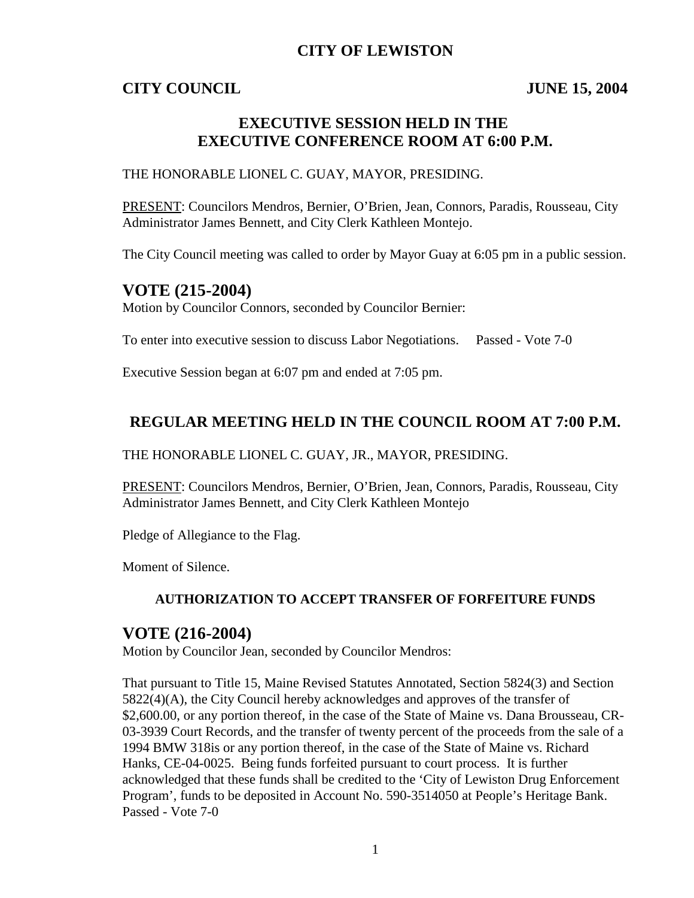# CITY OF LEWISTON

**CITY COUNCIL** **JUNE 15, 2004**

## EXECUTIVE SESSION HELD IN THE EXECUTIVE CONFERENCE ROOM AT 6:00 P.M.

THE HONORABLE LIONEL C. GUAY, MAYOR, PRESIDING.

PRESENT: Councilors Mendros, Bernier, O'Brien, Jean, Connors, Paradis, Rousseau, City Administrator James Bennett, and City Clerk Kathleen Montejo.

The City Council meeting was called to order by Mayor Guay at 6:05 pm in a public session.

## VOTE (215-2004)

Motion by Councilor Connors, seconded by Councilor Bernier:

To enter into executive session to discuss Labor Negotiations. Passed - Vote 7-0

Executive Session began at 6:07 pm and ended at 7:05 pm.

## REGULAR MEETING HELD IN THE COUNCIL ROOM AT 7:00 P.M.

THE HONORABLE LIONEL C. GUAY, JR., MAYOR, PRESIDING.

PRESENT: Councilors Mendros, Bernier, O'Brien, Jean, Connors, Paradis, Rousseau, City Administrator James Bennett, and City Clerk Kathleen Montejo

Pledge of Allegiance to the Flag.

Moment of Silence.

### AUTHORIZATION TO ACCEPT TRANSFER OF FORFEITURE FUNDS

## VOTE (216-2004)

Motion by Councilor Jean, seconded by Councilor Mendros:

That pursuant to Title 15, Maine Revised Statutes Annotated, Section 5824(3) and Section 5822(4)(A), the City Council hereby acknowledges and approves of the transfer of $2,600.00, or any portion thereof, in the case of the State of Maine vs. Dana Brousseau, CR-03-3939 Court Records, and the transfer of twenty percent of the proceeds from the sale of a 1994 BMW 318is or any portion thereof, in the case of the State of Maine vs. Richard Hanks, CE-04-0025. Being funds forfeited pursuant to court process. It is further acknowledged that these funds shall be credited to the 'City of Lewiston Drug Enforcement Program', funds to be deposited in Account No. 590-3514050 at People's Heritage Bank. Passed - Vote 7-0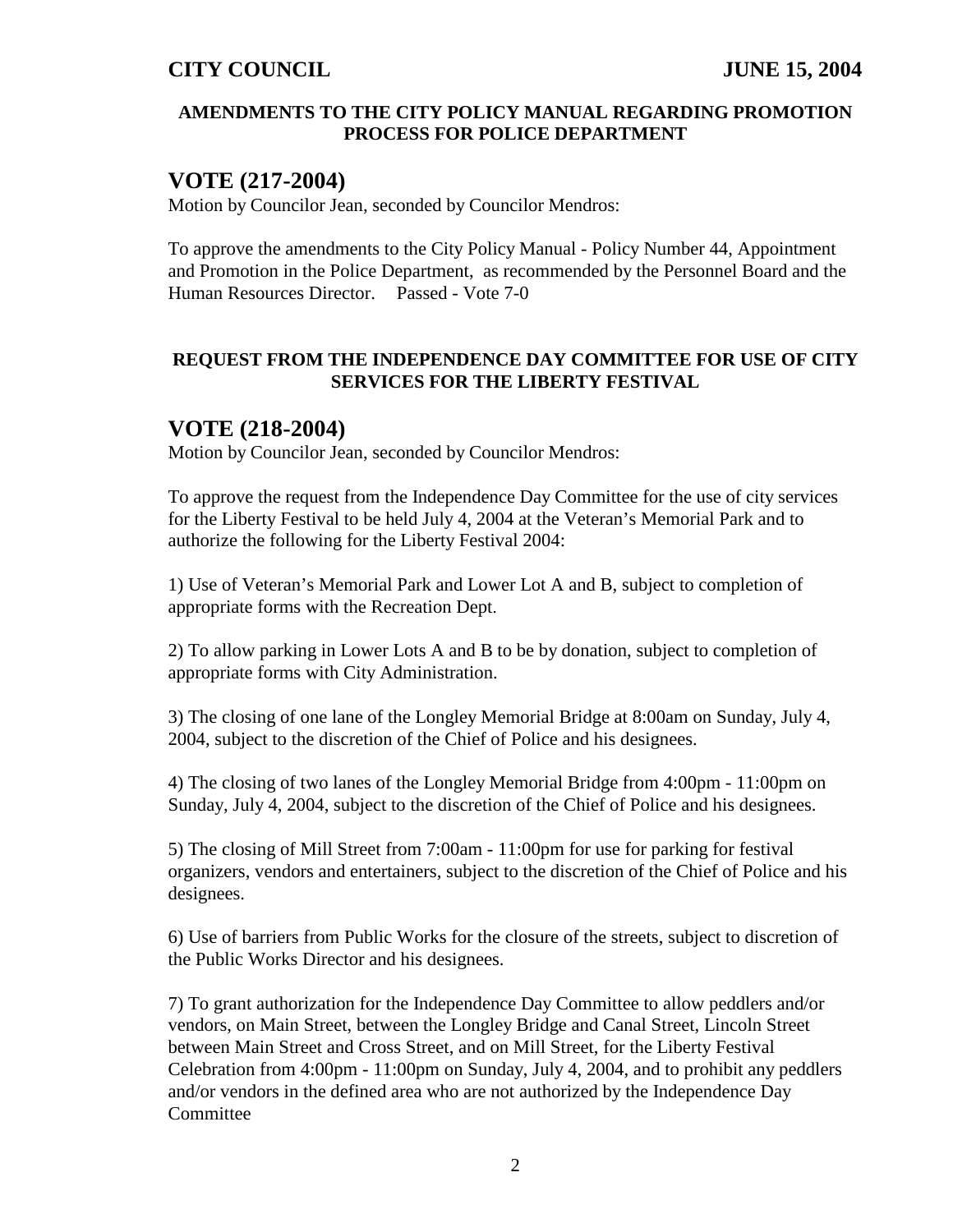**AMENDMENTS TO THE CITY POLICY MANUAL REGARDING PROMOTION PROCESS FOR POLICE DEPARTMENT**

## VOTE (217-2004)

Motion by Councilor Jean, seconded by Councilor Mendros:

To approve the amendments to the City Policy Manual - Policy Number 44, Appointment and Promotion in the Police Department, as recommended by the Personnel Board and the Human Resources Director. Passed - Vote 7-0

**REQUEST FROM THE INDEPENDENCE DAY COMMITTEE FOR USE OF CITY SERVICES FOR THE LIBERTY FESTIVAL**

## VOTE (218-2004)

Motion by Councilor Jean, seconded by Councilor Mendros:

To approve the request from the Independence Day Committee for the use of city services for the Liberty Festival to be held July 4, 2004 at the Veteran's Memorial Park and to authorize the following for the Liberty Festival 2004:

1) Use of Veteran's Memorial Park and Lower Lot A and B, subject to completion of appropriate forms with the Recreation Dept.

2) To allow parking in Lower Lots A and B to be by donation, subject to completion of appropriate forms with City Administration.

3) The closing of one lane of the Longley Memorial Bridge at 8:00am on Sunday, July 4, 2004, subject to the discretion of the Chief of Police and his designees.

4) The closing of two lanes of the Longley Memorial Bridge from 4:00pm - 11:00pm on Sunday, July 4, 2004, subject to the discretion of the Chief of Police and his designees.

5) The closing of Mill Street from 7:00am - 11:00pm for use for parking for festival organizers, vendors and entertainers, subject to the discretion of the Chief of Police and his designees.

6) Use of barriers from Public Works for the closure of the streets, subject to discretion of the Public Works Director and his designees.

7) To grant authorization for the Independence Day Committee to allow peddlers and/or vendors, on Main Street, between the Longley Bridge and Canal Street, Lincoln Street between Main Street and Cross Street, and on Mill Street, for the Liberty Festival Celebration from 4:00pm - 11:00pm on Sunday, July 4, 2004, and to prohibit any peddlers and/or vendors in the defined area who are not authorized by the Independence Day Committee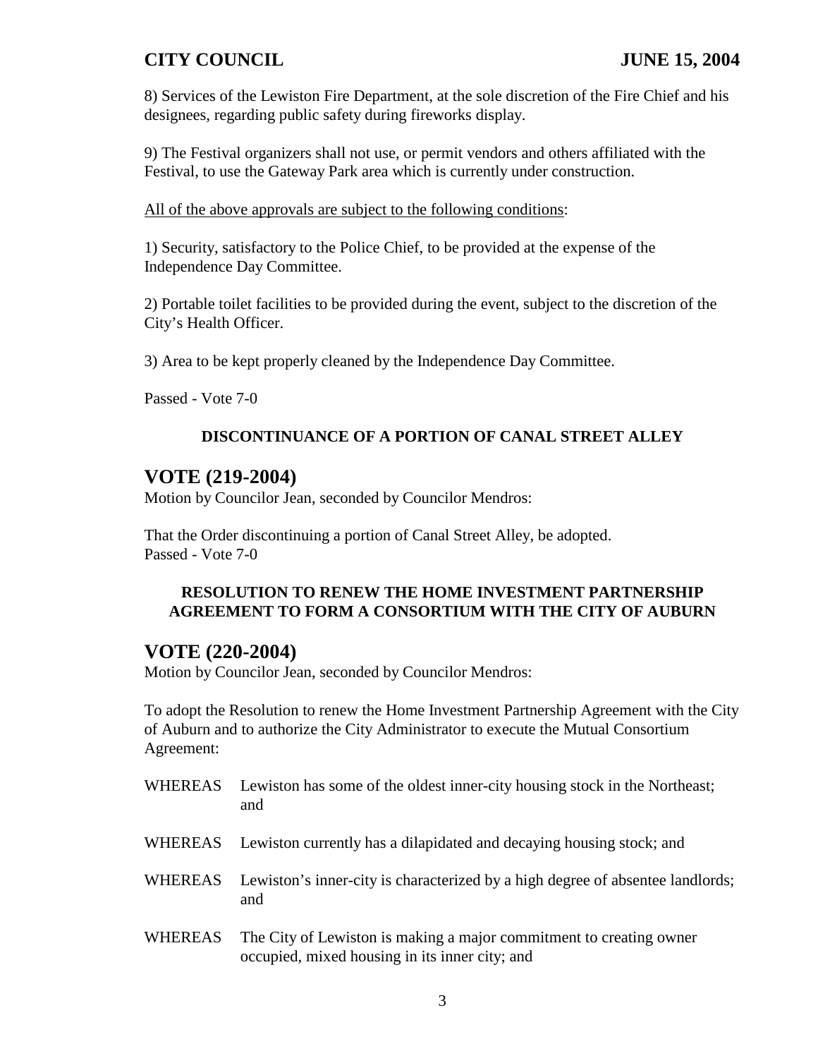8) Services of the Lewiston Fire Department, at the sole discretion of the Fire Chief and his designees, regarding public safety during fireworks display.

9) The Festival organizers shall not use, or permit vendors and others affiliated with the Festival, to use the Gateway Park area which is currently under construction.

All of the above approvals are subject to the following conditions:

1) Security, satisfactory to the Police Chief, to be provided at the expense of the Independence Day Committee.

2) Portable toilet facilities to be provided during the event, subject to the discretion of the City's Health Officer.

3) Area to be kept properly cleaned by the Independence Day Committee.

Passed - Vote 7-0

**DISCONTINUANCE OF A PORTION OF CANAL STREET ALLEY**

## VOTE (219-2004)

Motion by Councilor Jean, seconded by Councilor Mendros:

That the Order discontinuing a portion of Canal Street Alley, be adopted.
Passed - Vote 7-0

**RESOLUTION TO RENEW THE HOME INVESTMENT PARTNERSHIP AGREEMENT TO FORM A CONSORTIUM WITH THE CITY OF AUBURN**

## VOTE (220-2004)

Motion by Councilor Jean, seconded by Councilor Mendros:

To adopt the Resolution to renew the Home Investment Partnership Agreement with the City of Auburn and to authorize the City Administrator to execute the Mutual Consortium Agreement:

WHEREAS Lewiston has some of the oldest inner-city housing stock in the Northeast; and

WHEREAS Lewiston currently has a dilapidated and decaying housing stock; and

WHEREAS Lewiston's inner-city is characterized by a high degree of absentee landlords; and

WHEREAS The City of Lewiston is making a major commitment to creating owner occupied, mixed housing in its inner city; and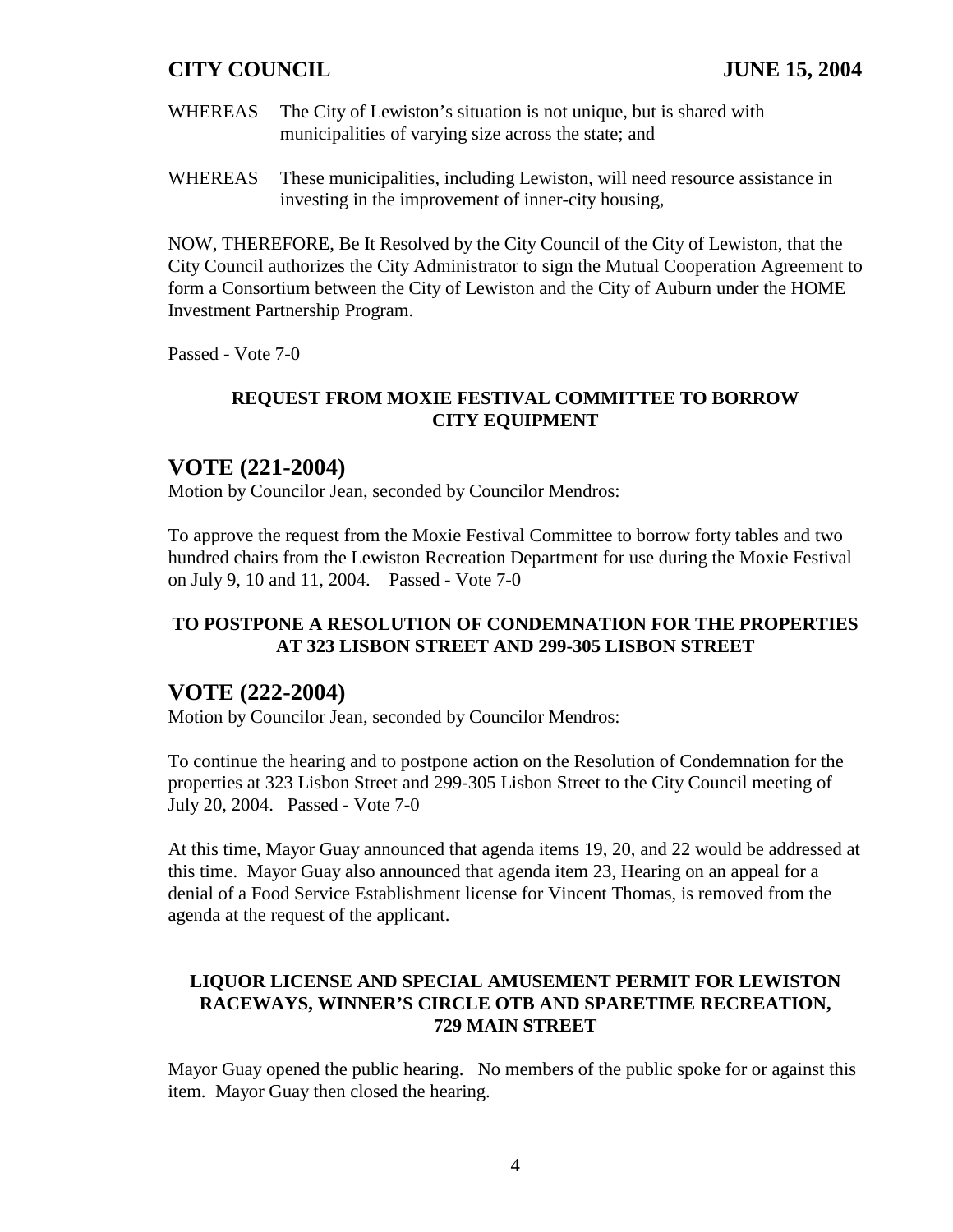WHEREAS The City of Lewiston's situation is not unique, but is shared with municipalities of varying size across the state; and

WHEREAS These municipalities, including Lewiston, will need resource assistance in investing in the improvement of inner-city housing,

NOW, THEREFORE, Be It Resolved by the City Council of the City of Lewiston, that the City Council authorizes the City Administrator to sign the Mutual Cooperation Agreement to form a Consortium between the City of Lewiston and the City of Auburn under the HOME Investment Partnership Program.

Passed - Vote 7-0

**REQUEST FROM MOXIE FESTIVAL COMMITTEE TO BORROW CITY EQUIPMENT**

## VOTE (221-2004)

Motion by Councilor Jean, seconded by Councilor Mendros:

To approve the request from the Moxie Festival Committee to borrow forty tables and two hundred chairs from the Lewiston Recreation Department for use during the Moxie Festival on July 9, 10 and 11, 2004. Passed - Vote 7-0

**TO POSTPONE A RESOLUTION OF CONDEMNATION FOR THE PROPERTIES AT 323 LISBON STREET AND 299-305 LISBON STREET**

## VOTE (222-2004)

Motion by Councilor Jean, seconded by Councilor Mendros:

To continue the hearing and to postpone action on the Resolution of Condemnation for the properties at 323 Lisbon Street and 299-305 Lisbon Street to the City Council meeting of July 20, 2004. Passed - Vote 7-0

At this time, Mayor Guay announced that agenda items 19, 20, and 22 would be addressed at this time. Mayor Guay also announced that agenda item 23, Hearing on an appeal for a denial of a Food Service Establishment license for Vincent Thomas, is removed from the agenda at the request of the applicant.

**LIQUOR LICENSE AND SPECIAL AMUSEMENT PERMIT FOR LEWISTON RACEWAYS, WINNER'S CIRCLE OTB AND SPARETIME RECREATION, 729 MAIN STREET**

Mayor Guay opened the public hearing. No members of the public spoke for or against this item. Mayor Guay then closed the hearing.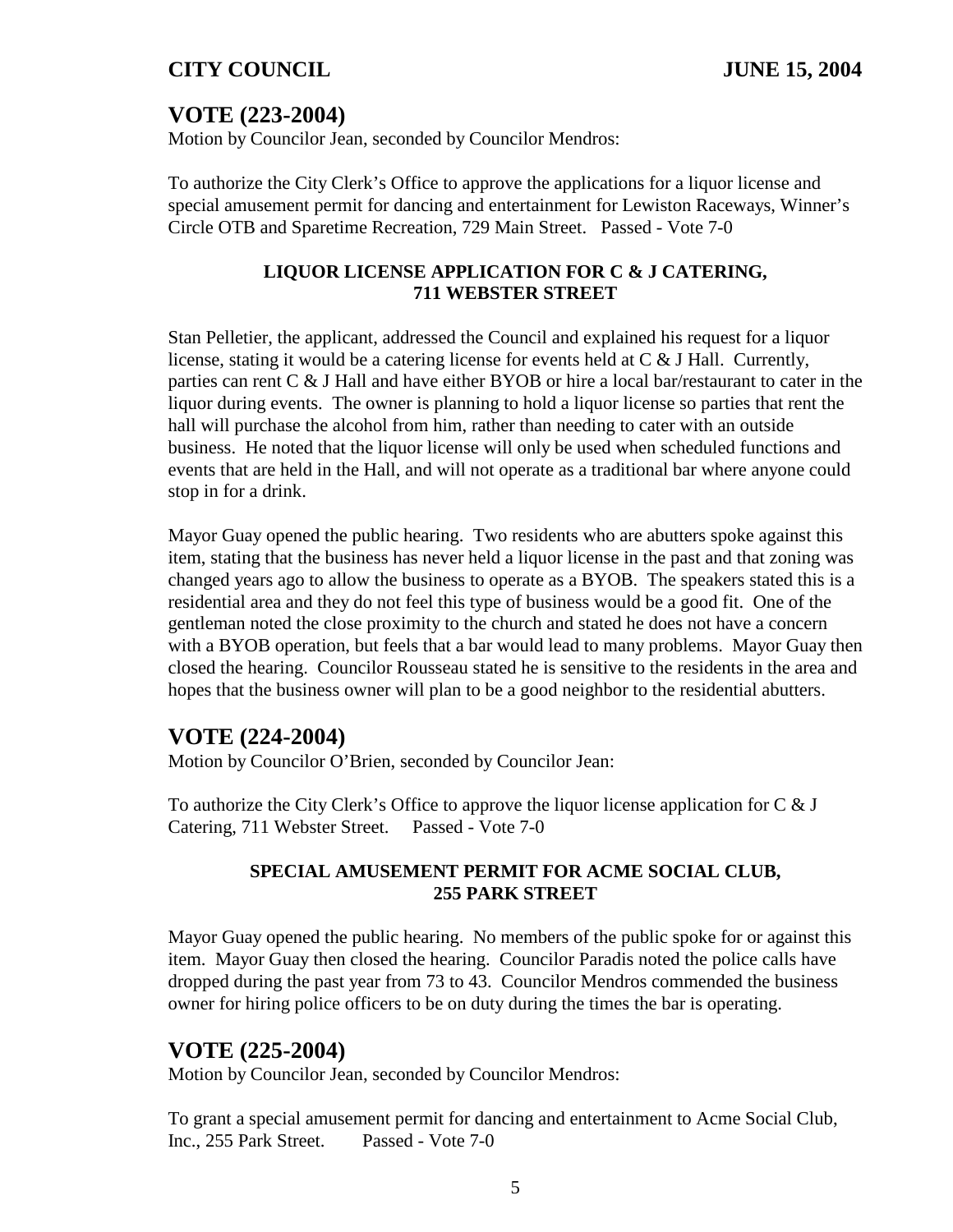## VOTE (223-2004)

Motion by Councilor Jean, seconded by Councilor Mendros:

To authorize the City Clerk's Office to approve the applications for a liquor license and special amusement permit for dancing and entertainment for Lewiston Raceways, Winner's Circle OTB and Sparetime Recreation, 729 Main Street. Passed - Vote 7-0

**LIQUOR LICENSE APPLICATION FOR C & J CATERING, 711 WEBSTER STREET**

Stan Pelletier, the applicant, addressed the Council and explained his request for a liquor license, stating it would be a catering license for events held at C & J Hall. Currently, parties can rent C & J Hall and have either BYOB or hire a local bar/restaurant to cater in the liquor during events. The owner is planning to hold a liquor license so parties that rent the hall will purchase the alcohol from him, rather than needing to cater with an outside business. He noted that the liquor license will only be used when scheduled functions and events that are held in the Hall, and will not operate as a traditional bar where anyone could stop in for a drink.

Mayor Guay opened the public hearing. Two residents who are abutters spoke against this item, stating that the business has never held a liquor license in the past and that zoning was changed years ago to allow the business to operate as a BYOB. The speakers stated this is a residential area and they do not feel this type of business would be a good fit. One of the gentleman noted the close proximity to the church and stated he does not have a concern with a BYOB operation, but feels that a bar would lead to many problems. Mayor Guay then closed the hearing. Councilor Rousseau stated he is sensitive to the residents in the area and hopes that the business owner will plan to be a good neighbor to the residential abutters.

## VOTE (224-2004)

Motion by Councilor O'Brien, seconded by Councilor Jean:

To authorize the City Clerk's Office to approve the liquor license application for C & J Catering, 711 Webster Street. Passed - Vote 7-0

**SPECIAL AMUSEMENT PERMIT FOR ACME SOCIAL CLUB, 255 PARK STREET**

Mayor Guay opened the public hearing. No members of the public spoke for or against this item. Mayor Guay then closed the hearing. Councilor Paradis noted the police calls have dropped during the past year from 73 to 43. Councilor Mendros commended the business owner for hiring police officers to be on duty during the times the bar is operating.

## VOTE (225-2004)

Motion by Councilor Jean, seconded by Councilor Mendros:

To grant a special amusement permit for dancing and entertainment to Acme Social Club, Inc., 255 Park Street. Passed - Vote 7-0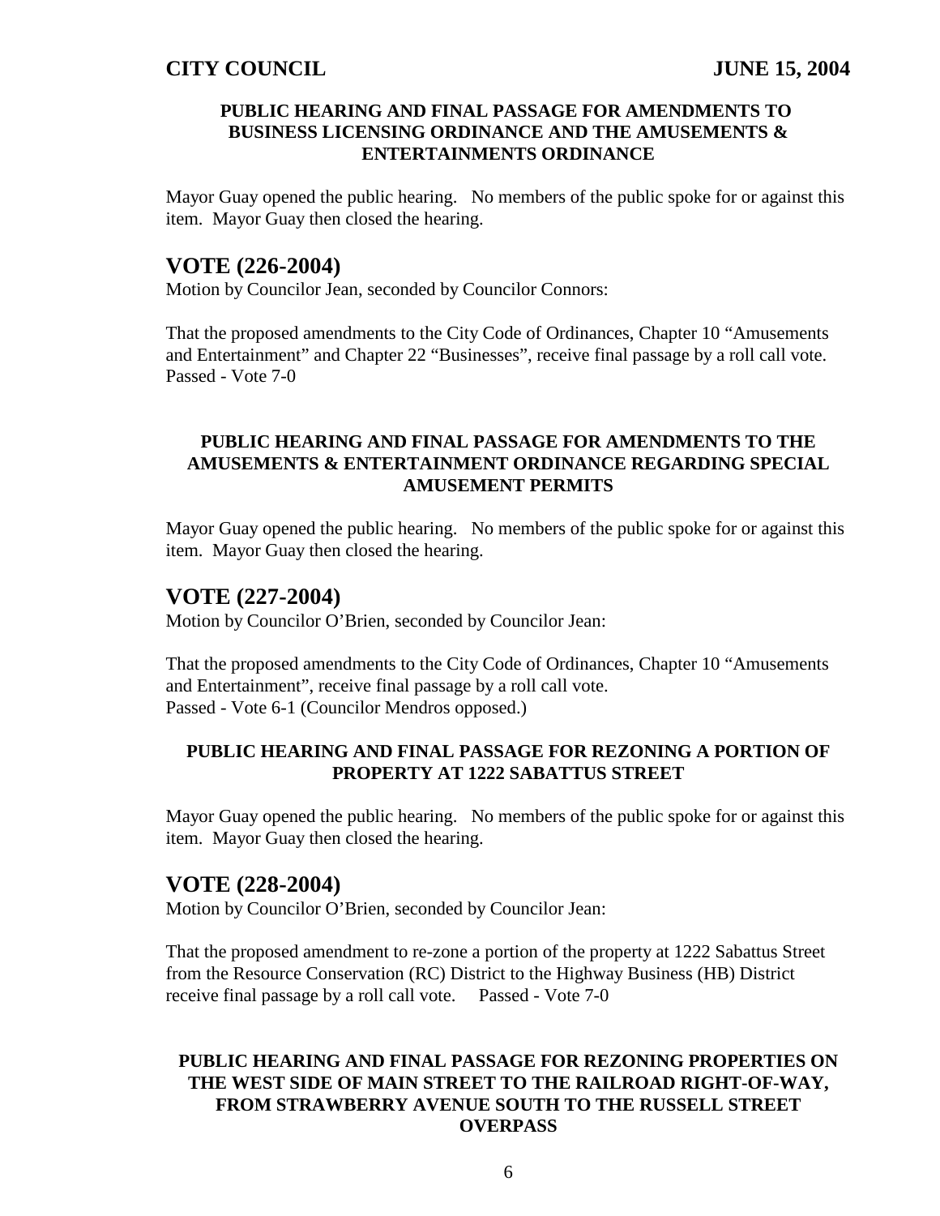**PUBLIC HEARING AND FINAL PASSAGE FOR AMENDMENTS TO BUSINESS LICENSING ORDINANCE AND THE AMUSEMENTS & ENTERTAINMENTS ORDINANCE**

Mayor Guay opened the public hearing. No members of the public spoke for or against this item. Mayor Guay then closed the hearing.

## VOTE (226-2004)

Motion by Councilor Jean, seconded by Councilor Connors:

That the proposed amendments to the City Code of Ordinances, Chapter 10 "Amusements and Entertainment" and Chapter 22 "Businesses", receive final passage by a roll call vote. Passed - Vote 7-0

**PUBLIC HEARING AND FINAL PASSAGE FOR AMENDMENTS TO THE AMUSEMENTS & ENTERTAINMENT ORDINANCE REGARDING SPECIAL AMUSEMENT PERMITS**

Mayor Guay opened the public hearing. No members of the public spoke for or against this item. Mayor Guay then closed the hearing.

## VOTE (227-2004)

Motion by Councilor O'Brien, seconded by Councilor Jean:

That the proposed amendments to the City Code of Ordinances, Chapter 10 "Amusements and Entertainment", receive final passage by a roll call vote.
Passed - Vote 6-1 (Councilor Mendros opposed.)

**PUBLIC HEARING AND FINAL PASSAGE FOR REZONING A PORTION OF PROPERTY AT 1222 SABATTUS STREET**

Mayor Guay opened the public hearing. No members of the public spoke for or against this item. Mayor Guay then closed the hearing.

## VOTE (228-2004)

Motion by Councilor O'Brien, seconded by Councilor Jean:

That the proposed amendment to re-zone a portion of the property at 1222 Sabattus Street from the Resource Conservation (RC) District to the Highway Business (HB) District receive final passage by a roll call vote. Passed - Vote 7-0

**PUBLIC HEARING AND FINAL PASSAGE FOR REZONING PROPERTIES ON THE WEST SIDE OF MAIN STREET TO THE RAILROAD RIGHT-OF-WAY, FROM STRAWBERRY AVENUE SOUTH TO THE RUSSELL STREET OVERPASS**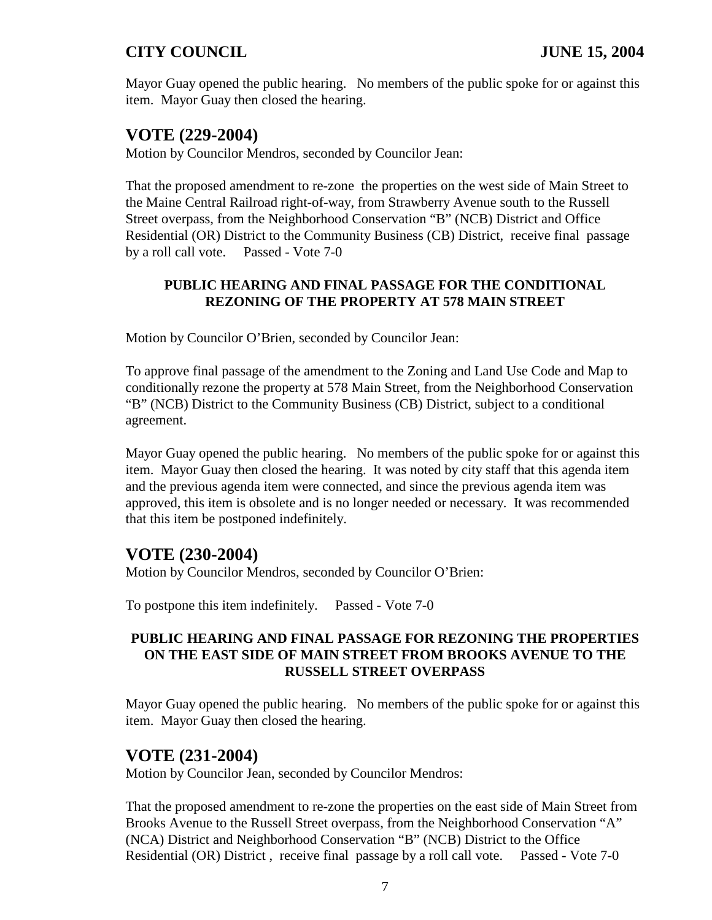Mayor Guay opened the public hearing. No members of the public spoke for or against this item. Mayor Guay then closed the hearing.

## VOTE (229-2004)

Motion by Councilor Mendros, seconded by Councilor Jean:

That the proposed amendment to re-zone the properties on the west side of Main Street to the Maine Central Railroad right-of-way, from Strawberry Avenue south to the Russell Street overpass, from the Neighborhood Conservation "B" (NCB) District and Office Residential (OR) District to the Community Business (CB) District, receive final passage by a roll call vote. Passed - Vote 7-0

### PUBLIC HEARING AND FINAL PASSAGE FOR THE CONDITIONAL REZONING OF THE PROPERTY AT 578 MAIN STREET

Motion by Councilor O'Brien, seconded by Councilor Jean:

To approve final passage of the amendment to the Zoning and Land Use Code and Map to conditionally rezone the property at 578 Main Street, from the Neighborhood Conservation "B" (NCB) District to the Community Business (CB) District, subject to a conditional agreement.

Mayor Guay opened the public hearing. No members of the public spoke for or against this item. Mayor Guay then closed the hearing. It was noted by city staff that this agenda item and the previous agenda item were connected, and since the previous agenda item was approved, this item is obsolete and is no longer needed or necessary. It was recommended that this item be postponed indefinitely.

## VOTE (230-2004)

Motion by Councilor Mendros, seconded by Councilor O'Brien:

To postpone this item indefinitely. Passed - Vote 7-0

### PUBLIC HEARING AND FINAL PASSAGE FOR REZONING THE PROPERTIES ON THE EAST SIDE OF MAIN STREET FROM BROOKS AVENUE TO THE RUSSELL STREET OVERPASS

Mayor Guay opened the public hearing. No members of the public spoke for or against this item. Mayor Guay then closed the hearing.

## VOTE (231-2004)

Motion by Councilor Jean, seconded by Councilor Mendros:

That the proposed amendment to re-zone the properties on the east side of Main Street from Brooks Avenue to the Russell Street overpass, from the Neighborhood Conservation "A" (NCA) District and Neighborhood Conservation "B" (NCB) District to the Office Residential (OR) District , receive final passage by a roll call vote. Passed - Vote 7-0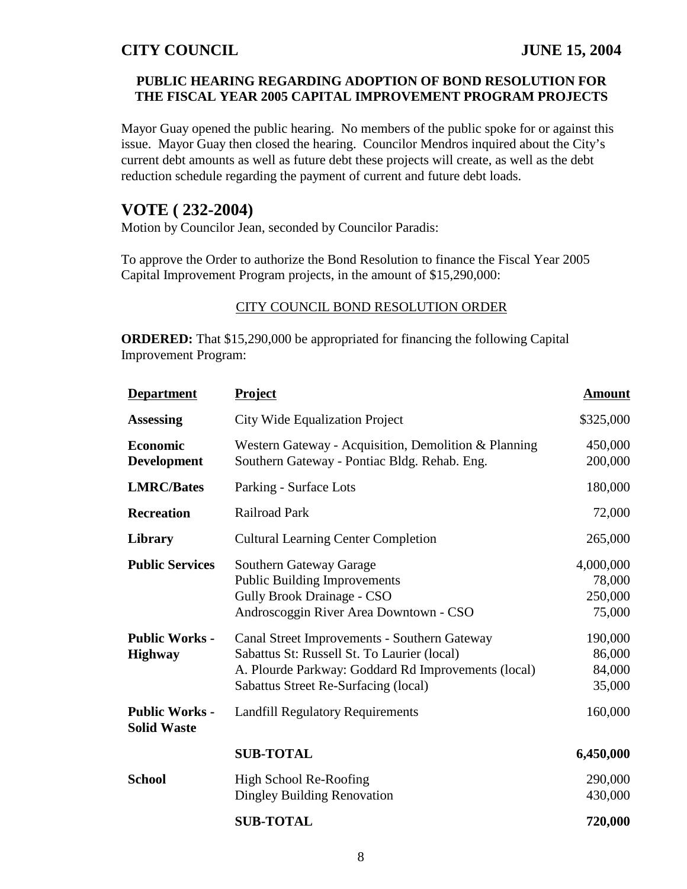**PUBLIC HEARING REGARDING ADOPTION OF BOND RESOLUTION FOR THE FISCAL YEAR 2005 CAPITAL IMPROVEMENT PROGRAM PROJECTS**

Mayor Guay opened the public hearing. No members of the public spoke for or against this issue. Mayor Guay then closed the hearing. Councilor Mendros inquired about the City's current debt amounts as well as future debt these projects will create, as well as the debt reduction schedule regarding the payment of current and future debt loads.

## VOTE ( 232-2004)

Motion by Councilor Jean, seconded by Councilor Paradis:

To approve the Order to authorize the Bond Resolution to finance the Fiscal Year 2005 Capital Improvement Program projects, in the amount of $15,290,000:

CITY COUNCIL BOND RESOLUTION ORDER

**ORDERED:** That $15,290,000 be appropriated for financing the following Capital Improvement Program:

| Department | Project | Amount |
|---|---|---|
| **Assessing** | City Wide Equalization Project | $325,000 |
| **Economic Development** | Western Gateway - Acquisition, Demolition & Planning | 450,000 |
| | Southern Gateway - Pontiac Bldg. Rehab. Eng. | 200,000 |
| **LMRC/Bates** | Parking - Surface Lots | 180,000 |
| **Recreation** | Railroad Park | 72,000 |
| **Library** | Cultural Learning Center Completion | 265,000 |
| **Public Services** | Southern Gateway Garage | 4,000,000 |
| | Public Building Improvements | 78,000 |
| | Gully Brook Drainage - CSO | 250,000 |
| | Androscoggin River Area Downtown - CSO | 75,000 |
| **Public Works - Highway** | Canal Street Improvements - Southern Gateway | 190,000 |
| | Sabattus St: Russell St. To Laurier (local) | 86,000 |
| | A. Plourde Parkway: Goddard Rd Improvements (local) | 84,000 |
| | Sabattus Street Re-Surfacing (local) | 35,000 |
| **Public Works - Solid Waste** | Landfill Regulatory Requirements | 160,000 |
| | **SUB-TOTAL** | **6,450,000** |
| **School** | High School Re-Roofing | 290,000 |
| | Dingley Building Renovation | 430,000 |
| | **SUB-TOTAL** | **720,000** |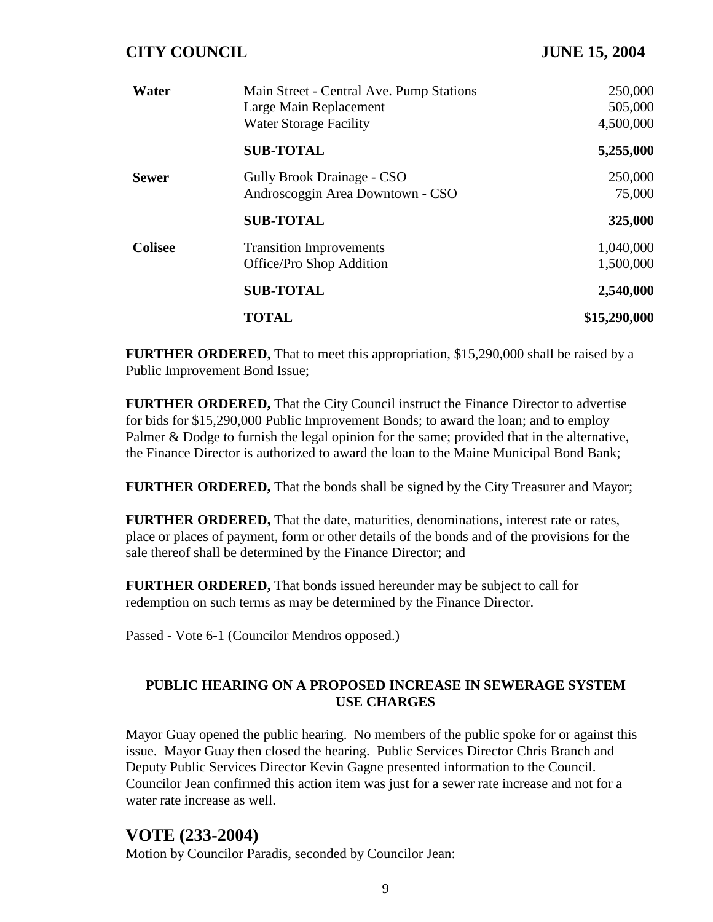| | | |
|---|---|---|
| **Water** | Main Street - Central Ave. Pump Stations | 250,000 |
| | Large Main Replacement | 505,000 |
| | Water Storage Facility | 4,500,000 |
| | **SUB-TOTAL** | **5,255,000** |
| **Sewer** | Gully Brook Drainage - CSO | 250,000 |
| | Androscoggin Area Downtown - CSO | 75,000 |
| | **SUB-TOTAL** | **325,000** |
| **Colisee** | Transition Improvements | 1,040,000 |
| | Office/Pro Shop Addition | 1,500,000 |
| | **SUB-TOTAL** | **2,540,000** |
| | **TOTAL** | **$15,290,000** |

**FURTHER ORDERED,** That to meet this appropriation, $15,290,000 shall be raised by a Public Improvement Bond Issue;

**FURTHER ORDERED,** That the City Council instruct the Finance Director to advertise for bids for $15,290,000 Public Improvement Bonds; to award the loan; and to employ Palmer & Dodge to furnish the legal opinion for the same; provided that in the alternative, the Finance Director is authorized to award the loan to the Maine Municipal Bond Bank;

**FURTHER ORDERED,** That the bonds shall be signed by the City Treasurer and Mayor;

**FURTHER ORDERED,** That the date, maturities, denominations, interest rate or rates, place or places of payment, form or other details of the bonds and of the provisions for the sale thereof shall be determined by the Finance Director; and

**FURTHER ORDERED,** That bonds issued hereunder may be subject to call for redemption on such terms as may be determined by the Finance Director.

Passed - Vote 6-1 (Councilor Mendros opposed.)

### PUBLIC HEARING ON A PROPOSED INCREASE IN SEWERAGE SYSTEM USE CHARGES

Mayor Guay opened the public hearing. No members of the public spoke for or against this issue. Mayor Guay then closed the hearing. Public Services Director Chris Branch and Deputy Public Services Director Kevin Gagne presented information to the Council. Councilor Jean confirmed this action item was just for a sewer rate increase and not for a water rate increase as well.

## VOTE (233-2004)

Motion by Councilor Paradis, seconded by Councilor Jean: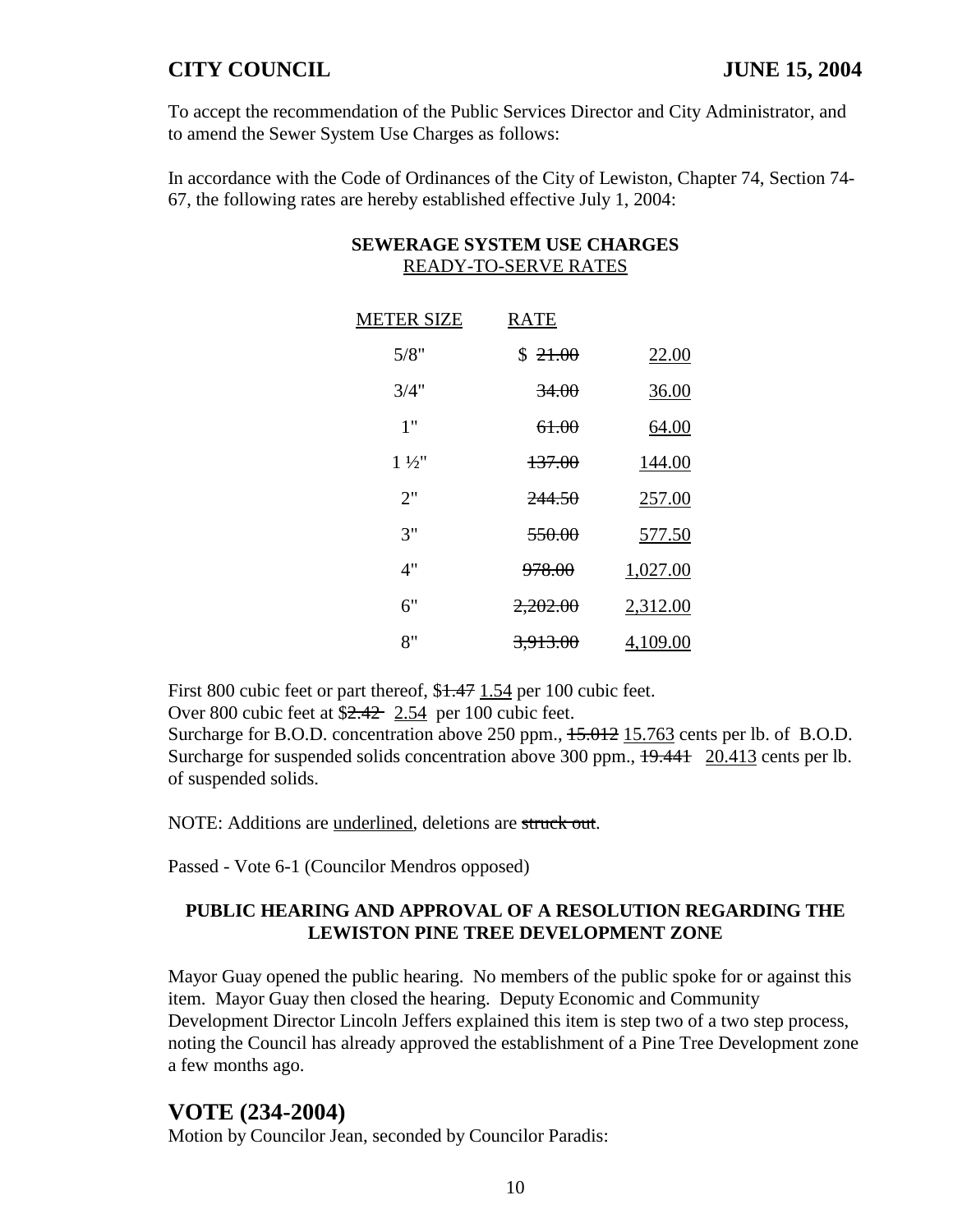To accept the recommendation of the Public Services Director and City Administrator, and to amend the Sewer System Use Charges as follows:

In accordance with the Code of Ordinances of the City of Lewiston, Chapter 74, Section 74-67, the following rates are hereby established effective July 1, 2004:

**SEWERAGE SYSTEM USE CHARGES**
<u>READY-TO-SERVE RATES</u>

| <u>METER SIZE</u> | <u>RATE</u> | |
|---|---|---|
| 5/8" | $ ~~21.00~~ | <u>22.00</u> |
| 3/4" | ~~34.00~~ | <u>36.00</u> |
| 1" | ~~61.00~~ | <u>64.00</u> |
| 1 ½" | ~~137.00~~ | <u>144.00</u> |
| 2" | ~~244.50~~ | <u>257.00</u> |
| 3" | ~~550.00~~ | <u>577.50</u> |
| 4" | ~~978.00~~ | <u>1,027.00</u> |
| 6" | ~~2,202.00~~ | <u>2,312.00</u> |
| 8" | ~~3,913.00~~ | <u>4,109.00</u> |

First 800 cubic feet or part thereof, $~~1.47~~ <u>1.54</u> per 100 cubic feet.
Over 800 cubic feet at $~~2.42~~ <u>2.54</u> per 100 cubic feet.
Surcharge for B.O.D. concentration above 250 ppm., ~~15.012~~ <u>15.763</u> cents per lb. of B.O.D.
Surcharge for suspended solids concentration above 300 ppm., ~~19.441~~ <u>20.413</u> cents per lb. of suspended solids.

NOTE: Additions are <u>underlined</u>, deletions are ~~struck out~~.

Passed - Vote 6-1 (Councilor Mendros opposed)

**PUBLIC HEARING AND APPROVAL OF A RESOLUTION REGARDING THE LEWISTON PINE TREE DEVELOPMENT ZONE**

Mayor Guay opened the public hearing. No members of the public spoke for or against this item. Mayor Guay then closed the hearing. Deputy Economic and Community Development Director Lincoln Jeffers explained this item is step two of a two step process, noting the Council has already approved the establishment of a Pine Tree Development zone a few months ago.

## VOTE (234-2004)

Motion by Councilor Jean, seconded by Councilor Paradis: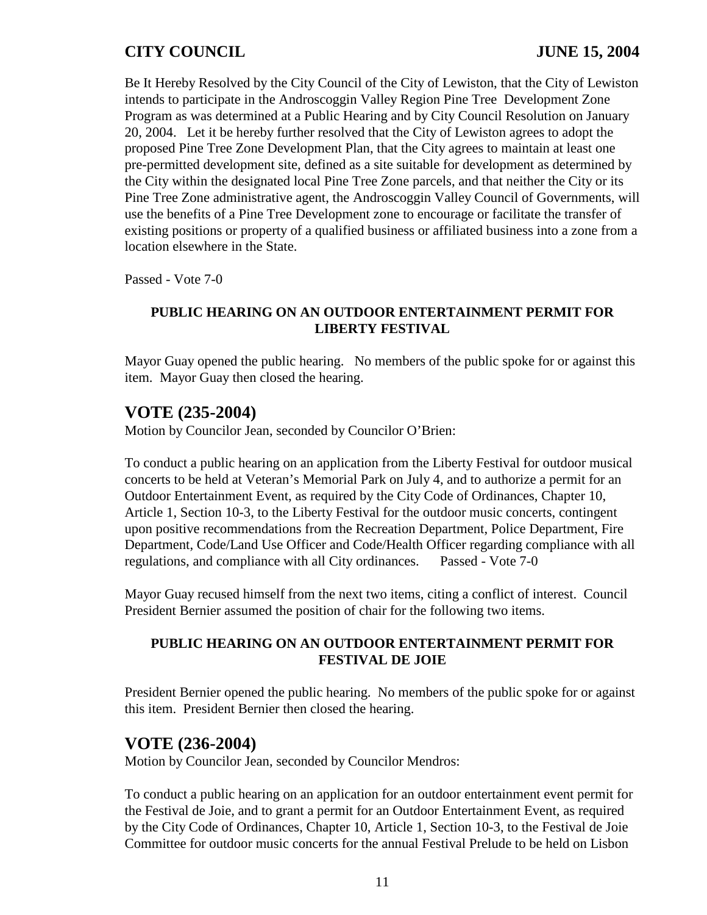Be It Hereby Resolved by the City Council of the City of Lewiston, that the City of Lewiston intends to participate in the Androscoggin Valley Region Pine Tree Development Zone Program as was determined at a Public Hearing and by City Council Resolution on January 20, 2004. Let it be hereby further resolved that the City of Lewiston agrees to adopt the proposed Pine Tree Zone Development Plan, that the City agrees to maintain at least one pre-permitted development site, defined as a site suitable for development as determined by the City within the designated local Pine Tree Zone parcels, and that neither the City or its Pine Tree Zone administrative agent, the Androscoggin Valley Council of Governments, will use the benefits of a Pine Tree Development zone to encourage or facilitate the transfer of existing positions or property of a qualified business or affiliated business into a zone from a location elsewhere in the State.

Passed - Vote 7-0

**PUBLIC HEARING ON AN OUTDOOR ENTERTAINMENT PERMIT FOR LIBERTY FESTIVAL**

Mayor Guay opened the public hearing. No members of the public spoke for or against this item. Mayor Guay then closed the hearing.

## VOTE (235-2004)

Motion by Councilor Jean, seconded by Councilor O'Brien:

To conduct a public hearing on an application from the Liberty Festival for outdoor musical concerts to be held at Veteran's Memorial Park on July 4, and to authorize a permit for an Outdoor Entertainment Event, as required by the City Code of Ordinances, Chapter 10, Article 1, Section 10-3, to the Liberty Festival for the outdoor music concerts, contingent upon positive recommendations from the Recreation Department, Police Department, Fire Department, Code/Land Use Officer and Code/Health Officer regarding compliance with all regulations, and compliance with all City ordinances. Passed - Vote 7-0

Mayor Guay recused himself from the next two items, citing a conflict of interest. Council President Bernier assumed the position of chair for the following two items.

**PUBLIC HEARING ON AN OUTDOOR ENTERTAINMENT PERMIT FOR FESTIVAL DE JOIE**

President Bernier opened the public hearing. No members of the public spoke for or against this item. President Bernier then closed the hearing.

## VOTE (236-2004)

Motion by Councilor Jean, seconded by Councilor Mendros:

To conduct a public hearing on an application for an outdoor entertainment event permit for the Festival de Joie, and to grant a permit for an Outdoor Entertainment Event, as required by the City Code of Ordinances, Chapter 10, Article 1, Section 10-3, to the Festival de Joie Committee for outdoor music concerts for the annual Festival Prelude to be held on Lisbon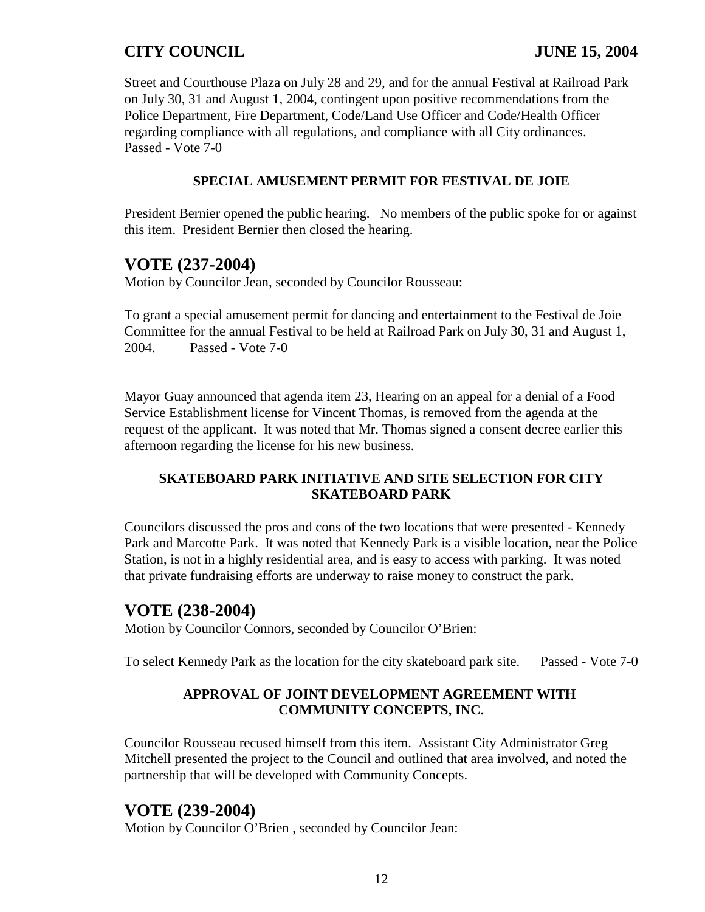Street and Courthouse Plaza on July 28 and 29, and for the annual Festival at Railroad Park on July 30, 31 and August 1, 2004, contingent upon positive recommendations from the Police Department, Fire Department, Code/Land Use Officer and Code/Health Officer regarding compliance with all regulations, and compliance with all City ordinances.
Passed - Vote 7-0

**SPECIAL AMUSEMENT PERMIT FOR FESTIVAL DE JOIE**

President Bernier opened the public hearing. No members of the public spoke for or against this item. President Bernier then closed the hearing.

## VOTE (237-2004)

Motion by Councilor Jean, seconded by Councilor Rousseau:

To grant a special amusement permit for dancing and entertainment to the Festival de Joie Committee for the annual Festival to be held at Railroad Park on July 30, 31 and August 1, 2004. Passed - Vote 7-0

Mayor Guay announced that agenda item 23, Hearing on an appeal for a denial of a Food Service Establishment license for Vincent Thomas, is removed from the agenda at the request of the applicant. It was noted that Mr. Thomas signed a consent decree earlier this afternoon regarding the license for his new business.

**SKATEBOARD PARK INITIATIVE AND SITE SELECTION FOR CITY SKATEBOARD PARK**

Councilors discussed the pros and cons of the two locations that were presented - Kennedy Park and Marcotte Park. It was noted that Kennedy Park is a visible location, near the Police Station, is not in a highly residential area, and is easy to access with parking. It was noted that private fundraising efforts are underway to raise money to construct the park.

## VOTE (238-2004)

Motion by Councilor Connors, seconded by Councilor O'Brien:

To select Kennedy Park as the location for the city skateboard park site. Passed - Vote 7-0

**APPROVAL OF JOINT DEVELOPMENT AGREEMENT WITH COMMUNITY CONCEPTS, INC.**

Councilor Rousseau recused himself from this item. Assistant City Administrator Greg Mitchell presented the project to the Council and outlined that area involved, and noted the partnership that will be developed with Community Concepts.

## VOTE (239-2004)

Motion by Councilor O'Brien , seconded by Councilor Jean: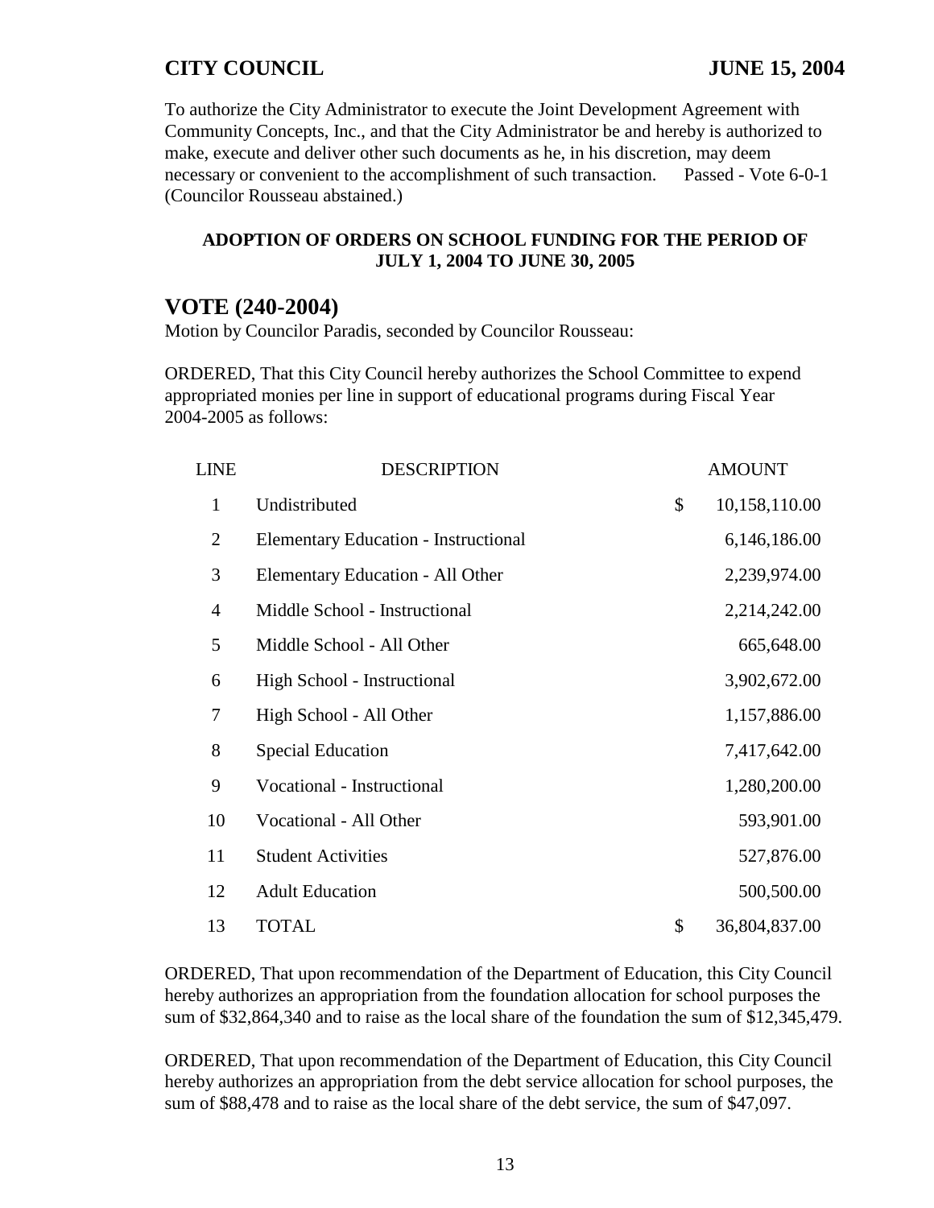To authorize the City Administrator to execute the Joint Development Agreement with Community Concepts, Inc., and that the City Administrator be and hereby is authorized to make, execute and deliver other such documents as he, in his discretion, may deem necessary or convenient to the accomplishment of such transaction. Passed - Vote 6-0-1 (Councilor Rousseau abstained.)

**ADOPTION OF ORDERS ON SCHOOL FUNDING FOR THE PERIOD OF JULY 1, 2004 TO JUNE 30, 2005**

## VOTE (240-2004)

Motion by Councilor Paradis, seconded by Councilor Rousseau:

ORDERED, That this City Council hereby authorizes the School Committee to expend appropriated monies per line in support of educational programs during Fiscal Year 2004-2005 as follows:

| LINE | DESCRIPTION | AMOUNT |
|---|---|---|
| 1 | Undistributed | $ 10,158,110.00 |
| 2 | Elementary Education - Instructional | 6,146,186.00 |
| 3 | Elementary Education - All Other | 2,239,974.00 |
| 4 | Middle School - Instructional | 2,214,242.00 |
| 5 | Middle School - All Other | 665,648.00 |
| 6 | High School - Instructional | 3,902,672.00 |
| 7 | High School - All Other | 1,157,886.00 |
| 8 | Special Education | 7,417,642.00 |
| 9 | Vocational - Instructional | 1,280,200.00 |
| 10 | Vocational - All Other | 593,901.00 |
| 11 | Student Activities | 527,876.00 |
| 12 | Adult Education | 500,500.00 |
| 13 | TOTAL | $ 36,804,837.00 |

ORDERED, That upon recommendation of the Department of Education, this City Council hereby authorizes an appropriation from the foundation allocation for school purposes the sum of $32,864,340 and to raise as the local share of the foundation the sum of $12,345,479.

ORDERED, That upon recommendation of the Department of Education, this City Council hereby authorizes an appropriation from the debt service allocation for school purposes, the sum of $88,478 and to raise as the local share of the debt service, the sum of $47,097.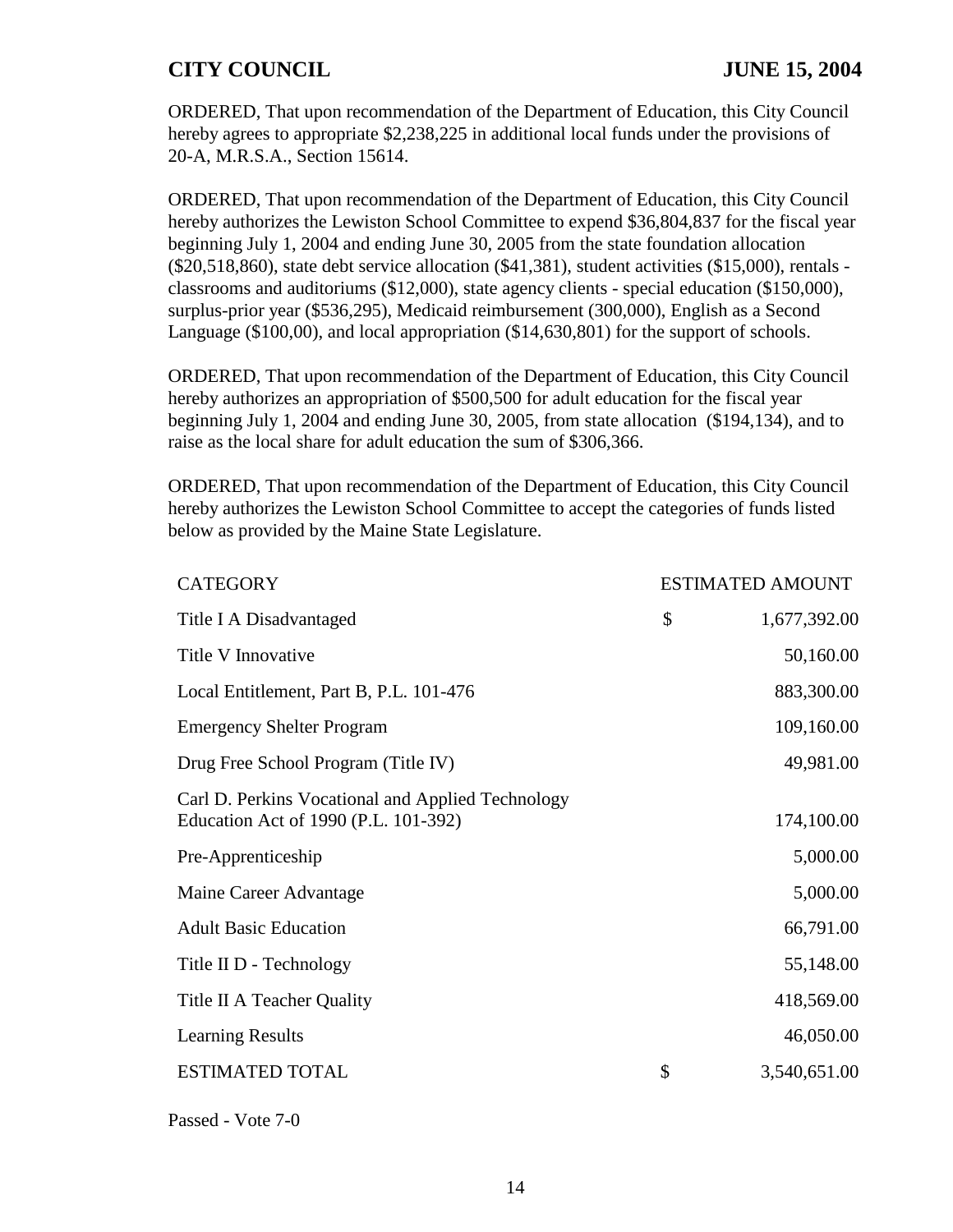ORDERED, That upon recommendation of the Department of Education, this City Council hereby agrees to appropriate $2,238,225 in additional local funds under the provisions of 20-A, M.R.S.A., Section 15614.

ORDERED, That upon recommendation of the Department of Education, this City Council hereby authorizes the Lewiston School Committee to expend $36,804,837 for the fiscal year beginning July 1, 2004 and ending June 30, 2005 from the state foundation allocation ($20,518,860), state debt service allocation ($41,381), student activities ($15,000), rentals - classrooms and auditoriums ($12,000), state agency clients - special education ($150,000), surplus-prior year ($536,295), Medicaid reimbursement (300,000), English as a Second Language ($100,00), and local appropriation ($14,630,801) for the support of schools.

ORDERED, That upon recommendation of the Department of Education, this City Council hereby authorizes an appropriation of $500,500 for adult education for the fiscal year beginning July 1, 2004 and ending June 30, 2005, from state allocation ($194,134), and to raise as the local share for adult education the sum of $306,366.

ORDERED, That upon recommendation of the Department of Education, this City Council hereby authorizes the Lewiston School Committee to accept the categories of funds listed below as provided by the Maine State Legislature.

| CATEGORY | | ESTIMATED AMOUNT |
|---|---|---|
| Title I A Disadvantaged | $ | 1,677,392.00 |
| Title V Innovative | | 50,160.00 |
| Local Entitlement, Part B, P.L. 101-476 | | 883,300.00 |
| Emergency Shelter Program | | 109,160.00 |
| Drug Free School Program (Title IV) | | 49,981.00 |
| Carl D. Perkins Vocational and Applied Technology Education Act of 1990 (P.L. 101-392) | | 174,100.00 |
| Pre-Apprenticeship | | 5,000.00 |
| Maine Career Advantage | | 5,000.00 |
| Adult Basic Education | | 66,791.00 |
| Title II D - Technology | | 55,148.00 |
| Title II A Teacher Quality | | 418,569.00 |
| Learning Results | | 46,050.00 |
| ESTIMATED TOTAL | $ | 3,540,651.00 |

Passed - Vote 7-0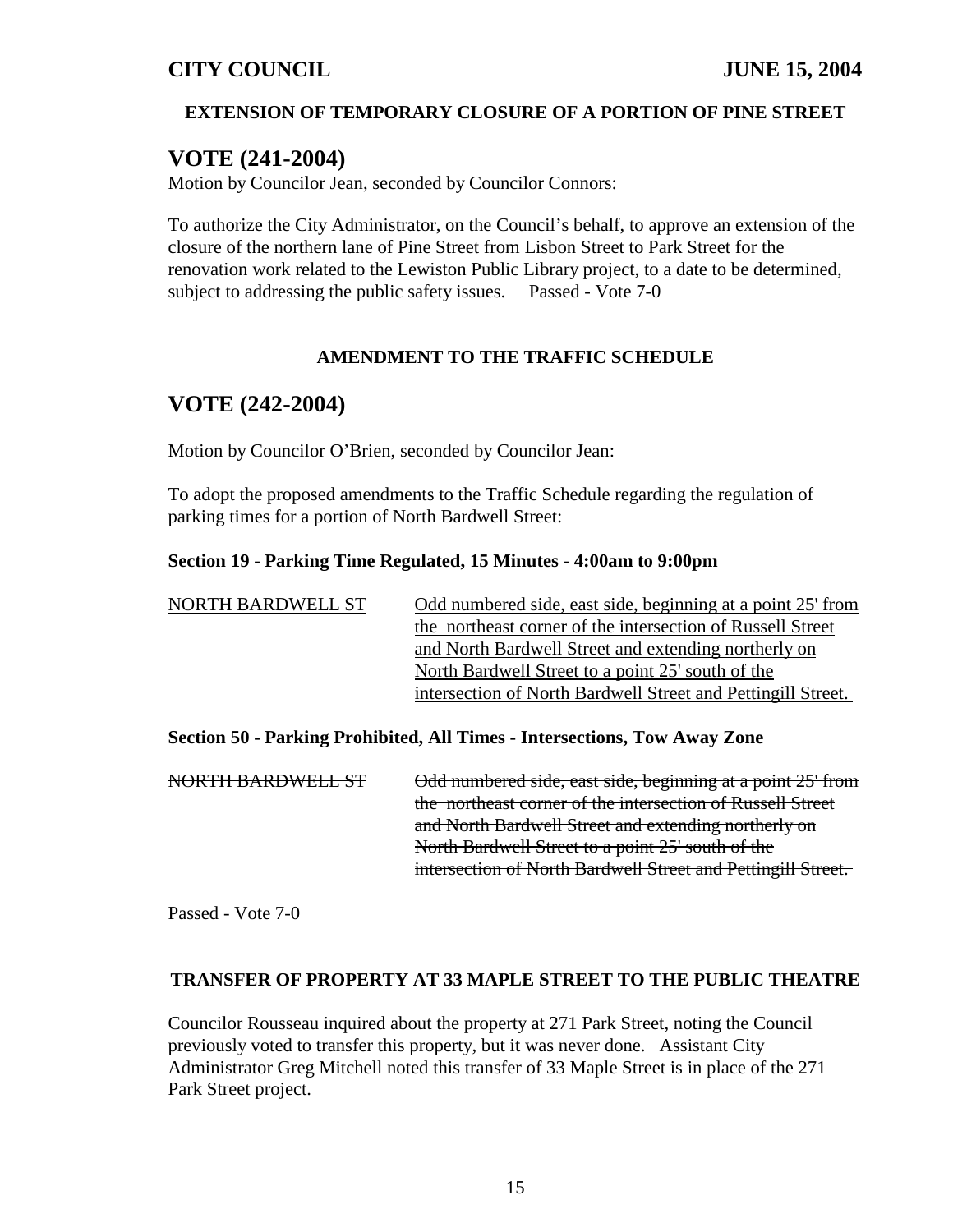**CITY COUNCIL** **JUNE 15, 2004**

**EXTENSION OF TEMPORARY CLOSURE OF A PORTION OF PINE STREET**

## VOTE (241-2004)

Motion by Councilor Jean, seconded by Councilor Connors:

To authorize the City Administrator, on the Council's behalf, to approve an extension of the closure of the northern lane of Pine Street from Lisbon Street to Park Street for the renovation work related to the Lewiston Public Library project, to a date to be determined, subject to addressing the public safety issues. Passed - Vote 7-0

**AMENDMENT TO THE TRAFFIC SCHEDULE**

## VOTE (242-2004)

Motion by Councilor O'Brien, seconded by Councilor Jean:

To adopt the proposed amendments to the Traffic Schedule regarding the regulation of parking times for a portion of North Bardwell Street:

**Section 19 - Parking Time Regulated, 15 Minutes - 4:00am to 9:00pm**

<u>NORTH BARDWELL ST</u> <u>Odd numbered side, east side, beginning at a point 25' from the northeast corner of the intersection of Russell Street and North Bardwell Street and extending northerly on North Bardwell Street to a point 25' south of the intersection of North Bardwell Street and Pettingill Street.</u>

**Section 50 - Parking Prohibited, All Times - Intersections, Tow Away Zone**

~~NORTH BARDWELL ST~~ ~~Odd numbered side, east side, beginning at a point 25' from the northeast corner of the intersection of Russell Street and North Bardwell Street and extending northerly on North Bardwell Street to a point 25' south of the intersection of North Bardwell Street and Pettingill Street.~~

Passed - Vote 7-0

**TRANSFER OF PROPERTY AT 33 MAPLE STREET TO THE PUBLIC THEATRE**

Councilor Rousseau inquired about the property at 271 Park Street, noting the Council previously voted to transfer this property, but it was never done. Assistant City Administrator Greg Mitchell noted this transfer of 33 Maple Street is in place of the 271 Park Street project.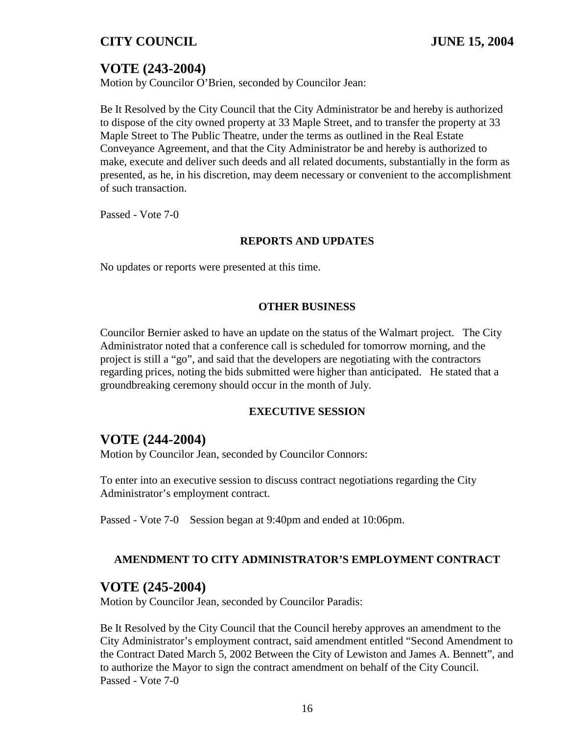## VOTE (243-2004)

Motion by Councilor O'Brien, seconded by Councilor Jean:

Be It Resolved by the City Council that the City Administrator be and hereby is authorized to dispose of the city owned property at 33 Maple Street, and to transfer the property at 33 Maple Street to The Public Theatre, under the terms as outlined in the Real Estate Conveyance Agreement, and that the City Administrator be and hereby is authorized to make, execute and deliver such deeds and all related documents, substantially in the form as presented, as he, in his discretion, may deem necessary or convenient to the accomplishment of such transaction.

Passed - Vote 7-0

### REPORTS AND UPDATES

No updates or reports were presented at this time.

### OTHER BUSINESS

Councilor Bernier asked to have an update on the status of the Walmart project. The City Administrator noted that a conference call is scheduled for tomorrow morning, and the project is still a "go", and said that the developers are negotiating with the contractors regarding prices, noting the bids submitted were higher than anticipated. He stated that a groundbreaking ceremony should occur in the month of July.

### EXECUTIVE SESSION

## VOTE (244-2004)

Motion by Councilor Jean, seconded by Councilor Connors:

To enter into an executive session to discuss contract negotiations regarding the City Administrator's employment contract.

Passed - Vote 7-0 Session began at 9:40pm and ended at 10:06pm.

### AMENDMENT TO CITY ADMINISTRATOR'S EMPLOYMENT CONTRACT

## VOTE (245-2004)

Motion by Councilor Jean, seconded by Councilor Paradis:

Be It Resolved by the City Council that the Council hereby approves an amendment to the City Administrator's employment contract, said amendment entitled "Second Amendment to the Contract Dated March 5, 2002 Between the City of Lewiston and James A. Bennett", and to authorize the Mayor to sign the contract amendment on behalf of the City Council.
Passed - Vote 7-0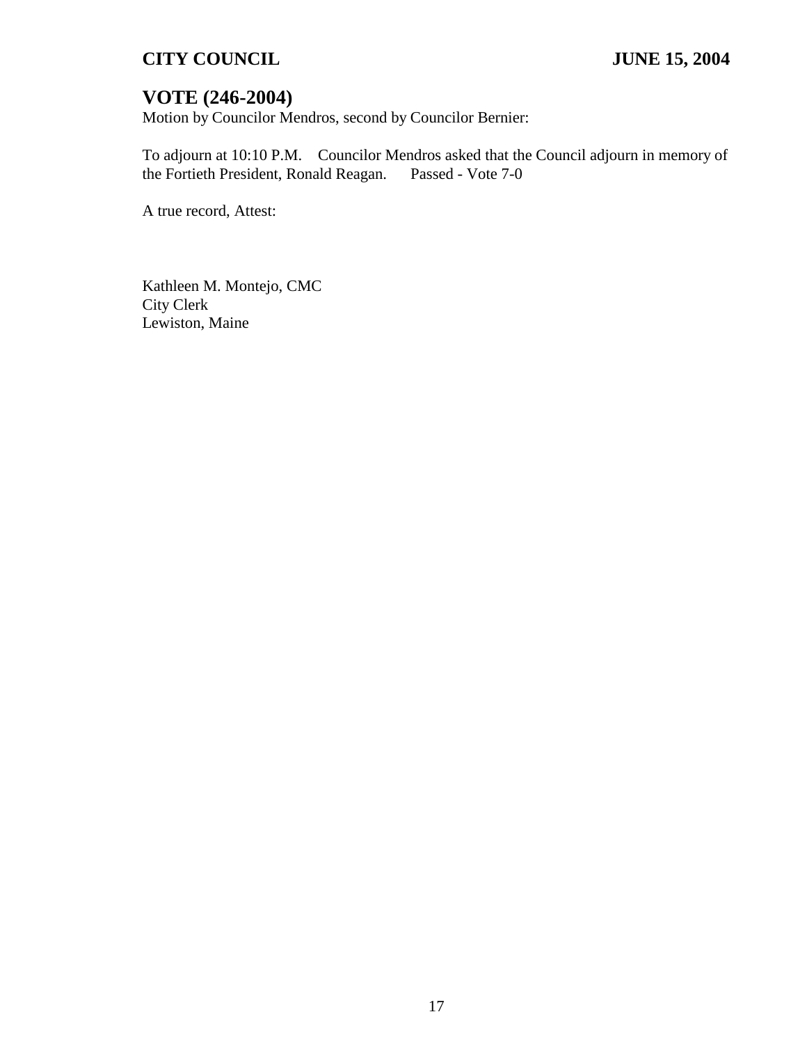## VOTE (246-2004)

Motion by Councilor Mendros, second by Councilor Bernier:

To adjourn at 10:10 P.M. Councilor Mendros asked that the Council adjourn in memory of the Fortieth President, Ronald Reagan. Passed - Vote 7-0

A true record, Attest:

Kathleen M. Montejo, CMC
City Clerk
Lewiston, Maine